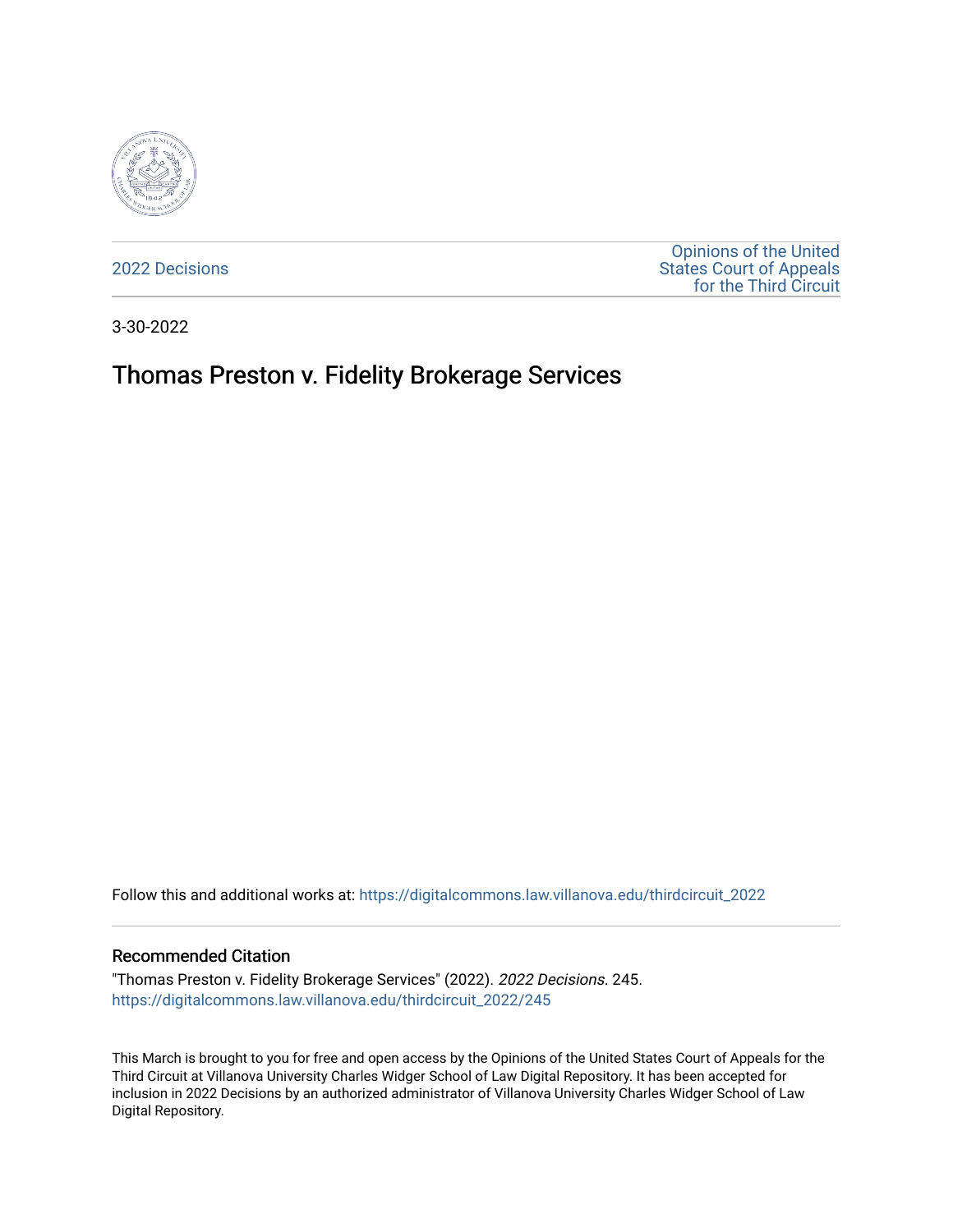2022 Decisions

Opinions of the United States Court of Appeals for the Third Circuit

3-30-2022

# Thomas Preston v. Fidelity Brokerage Services

Follow this and additional works at: https://digitalcommons.law.villanova.edu/thirdcircuit_2022

## Recommended Citation

"Thomas Preston v. Fidelity Brokerage Services" (2022). *2022 Decisions*. 245.
https://digitalcommons.law.villanova.edu/thirdcircuit_2022/245

This March is brought to you for free and open access by the Opinions of the United States Court of Appeals for the Third Circuit at Villanova University Charles Widger School of Law Digital Repository. It has been accepted for inclusion in 2022 Decisions by an authorized administrator of Villanova University Charles Widger School of Law Digital Repository.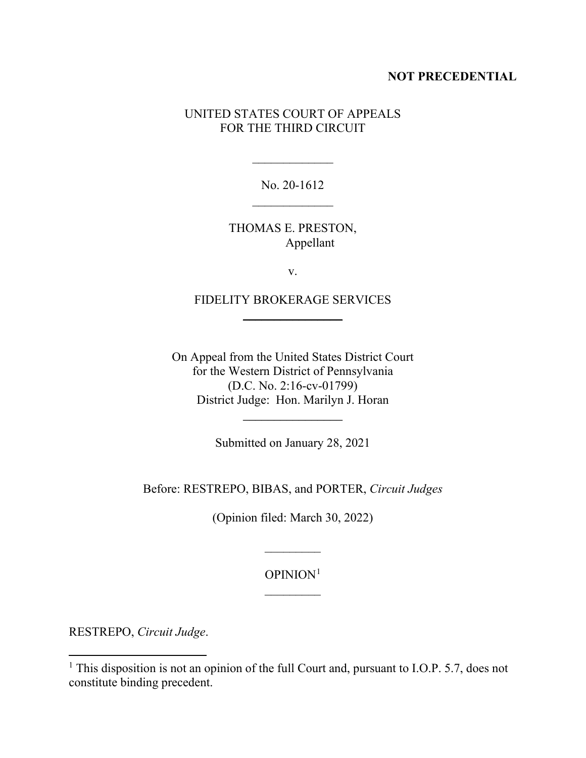**NOT PRECEDENTIAL**

UNITED STATES COURT OF APPEALS
FOR THE THIRD CIRCUIT

\_\_\_\_\_\_\_\_\_\_\_\_\_

No. 20-1612

\_\_\_\_\_\_\_\_\_\_\_\_\_

THOMAS E. PRESTON,
Appellant

v.

FIDELITY BROKERAGE SERVICES

\_\_\_\_\_\_\_\_\_\_\_\_\_

On Appeal from the United States District Court
for the Western District of Pennsylvania
(D.C. No. 2:16-cv-01799)
District Judge: Hon. Marilyn J. Horan

\_\_\_\_\_\_\_\_\_\_\_\_\_

Submitted on January 28, 2021

Before: RESTREPO, BIBAS, and PORTER, *Circuit Judges*

(Opinion filed: March 30, 2022)

\_\_\_\_\_\_\_\_\_

OPINION[1]

\_\_\_\_\_\_\_\_\_

RESTREPO, *Circuit Judge*.

---

[1] This disposition is not an opinion of the full Court and, pursuant to I.O.P. 5.7, does not constitute binding precedent.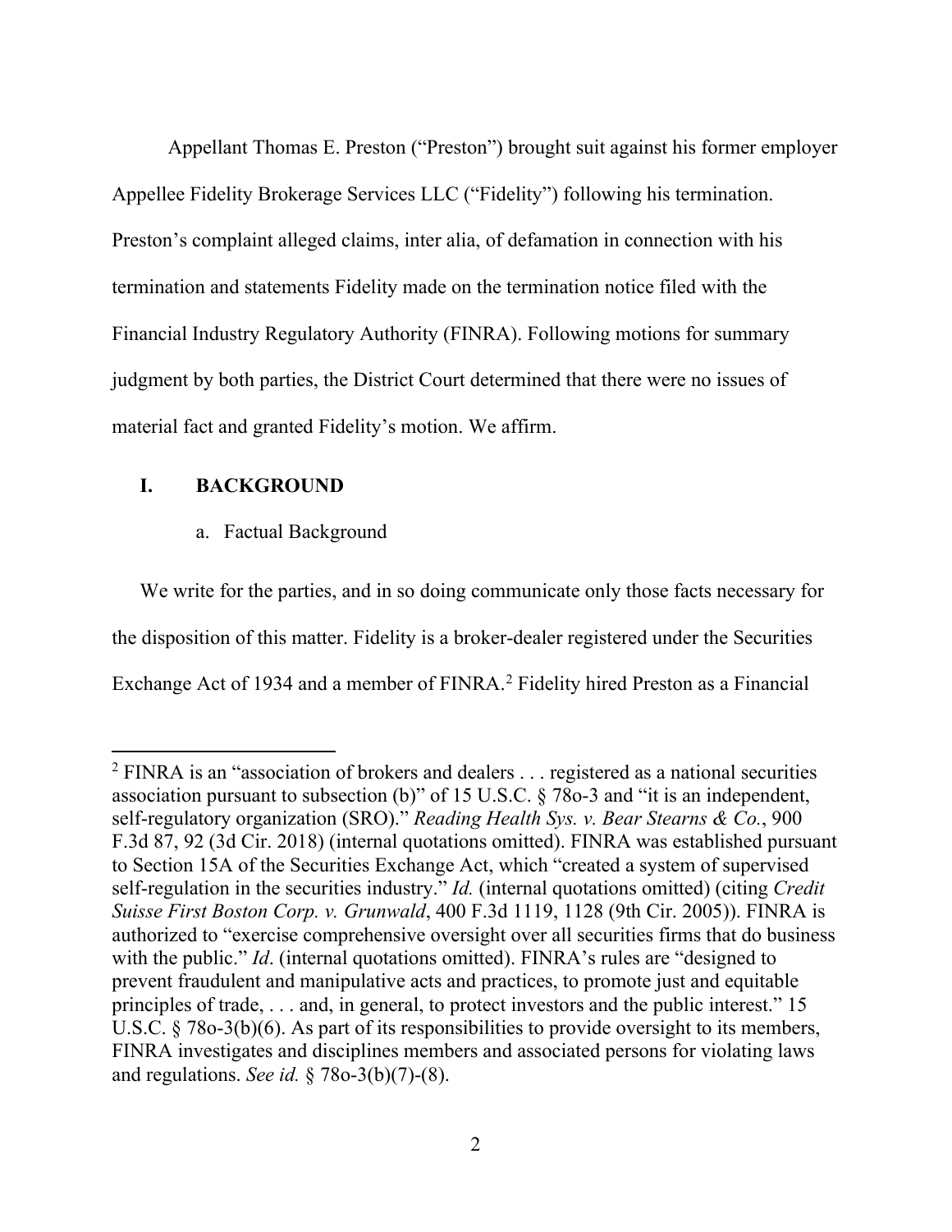Appellant Thomas E. Preston ("Preston") brought suit against his former employer Appellee Fidelity Brokerage Services LLC ("Fidelity") following his termination. Preston's complaint alleged claims, inter alia, of defamation in connection with his termination and statements Fidelity made on the termination notice filed with the Financial Industry Regulatory Authority (FINRA). Following motions for summary judgment by both parties, the District Court determined that there were no issues of material fact and granted Fidelity's motion. We affirm.

## I. BACKGROUND

### a. Factual Background

We write for the parties, and in so doing communicate only those facts necessary for the disposition of this matter. Fidelity is a broker-dealer registered under the Securities Exchange Act of 1934 and a member of FINRA.[2] Fidelity hired Preston as a Financial

---

[2] FINRA is an "association of brokers and dealers . . . registered as a national securities association pursuant to subsection (b)" of 15 U.S.C. § 78o-3 and "it is an independent, self-regulatory organization (SRO)." *Reading Health Sys. v. Bear Stearns & Co.*, 900 F.3d 87, 92 (3d Cir. 2018) (internal quotations omitted). FINRA was established pursuant to Section 15A of the Securities Exchange Act, which "created a system of supervised self-regulation in the securities industry." *Id.* (internal quotations omitted) (citing *Credit Suisse First Boston Corp. v. Grunwald*, 400 F.3d 1119, 1128 (9th Cir. 2005)). FINRA is authorized to "exercise comprehensive oversight over all securities firms that do business with the public." *Id*. (internal quotations omitted). FINRA's rules are "designed to prevent fraudulent and manipulative acts and practices, to promote just and equitable principles of trade, . . . and, in general, to protect investors and the public interest." 15 U.S.C. § 78o-3(b)(6). As part of its responsibilities to provide oversight to its members, FINRA investigates and disciplines members and associated persons for violating laws and regulations. *See id.* § 78o-3(b)(7)-(8).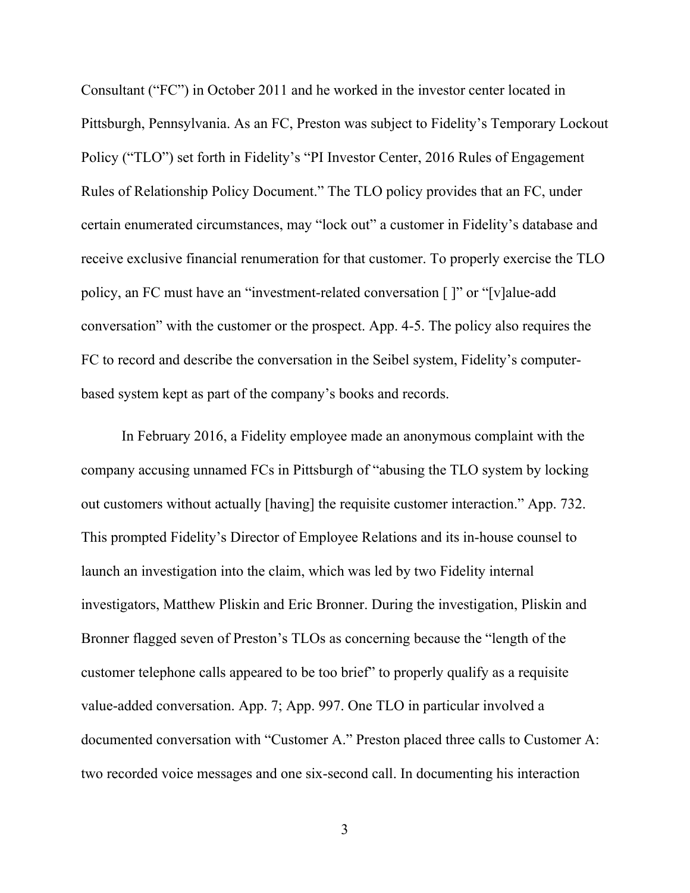Consultant (“FC”) in October 2011 and he worked in the investor center located in Pittsburgh, Pennsylvania. As an FC, Preston was subject to Fidelity’s Temporary Lockout Policy (“TLO”) set forth in Fidelity’s “PI Investor Center, 2016 Rules of Engagement Rules of Relationship Policy Document.” The TLO policy provides that an FC, under certain enumerated circumstances, may “lock out” a customer in Fidelity’s database and receive exclusive financial renumeration for that customer. To properly exercise the TLO policy, an FC must have an “investment-related conversation [ ]” or “[v]alue-add conversation” with the customer or the prospect. App. 4-5. The policy also requires the FC to record and describe the conversation in the Seibel system, Fidelity’s computer-based system kept as part of the company’s books and records.

In February 2016, a Fidelity employee made an anonymous complaint with the company accusing unnamed FCs in Pittsburgh of “abusing the TLO system by locking out customers without actually [having] the requisite customer interaction.” App. 732. This prompted Fidelity’s Director of Employee Relations and its in-house counsel to launch an investigation into the claim, which was led by two Fidelity internal investigators, Matthew Pliskin and Eric Bronner. During the investigation, Pliskin and Bronner flagged seven of Preston’s TLOs as concerning because the “length of the customer telephone calls appeared to be too brief” to properly qualify as a requisite value-added conversation. App. 7; App. 997. One TLO in particular involved a documented conversation with “Customer A.” Preston placed three calls to Customer A: two recorded voice messages and one six-second call. In documenting his interaction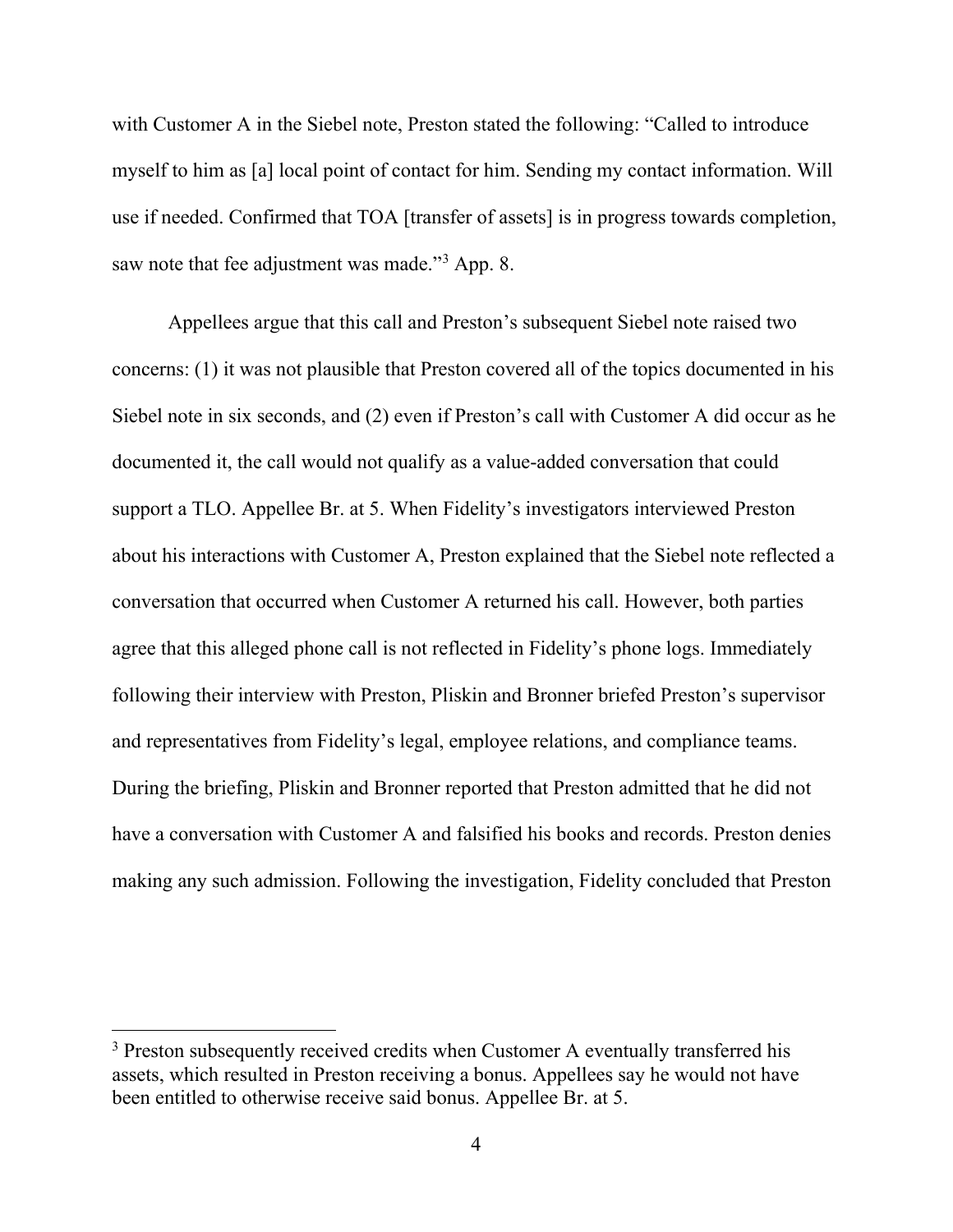with Customer A in the Siebel note, Preston stated the following: "Called to introduce myself to him as [a] local point of contact for him. Sending my contact information. Will use if needed. Confirmed that TOA [transfer of assets] is in progress towards completion, saw note that fee adjustment was made."[3] App. 8.

Appellees argue that this call and Preston's subsequent Siebel note raised two concerns: (1) it was not plausible that Preston covered all of the topics documented in his Siebel note in six seconds, and (2) even if Preston's call with Customer A did occur as he documented it, the call would not qualify as a value-added conversation that could support a TLO. Appellee Br. at 5. When Fidelity's investigators interviewed Preston about his interactions with Customer A, Preston explained that the Siebel note reflected a conversation that occurred when Customer A returned his call. However, both parties agree that this alleged phone call is not reflected in Fidelity's phone logs. Immediately following their interview with Preston, Pliskin and Bronner briefed Preston's supervisor and representatives from Fidelity's legal, employee relations, and compliance teams. During the briefing, Pliskin and Bronner reported that Preston admitted that he did not have a conversation with Customer A and falsified his books and records. Preston denies making any such admission. Following the investigation, Fidelity concluded that Preston

[3] Preston subsequently received credits when Customer A eventually transferred his assets, which resulted in Preston receiving a bonus. Appellees say he would not have been entitled to otherwise receive said bonus. Appellee Br. at 5.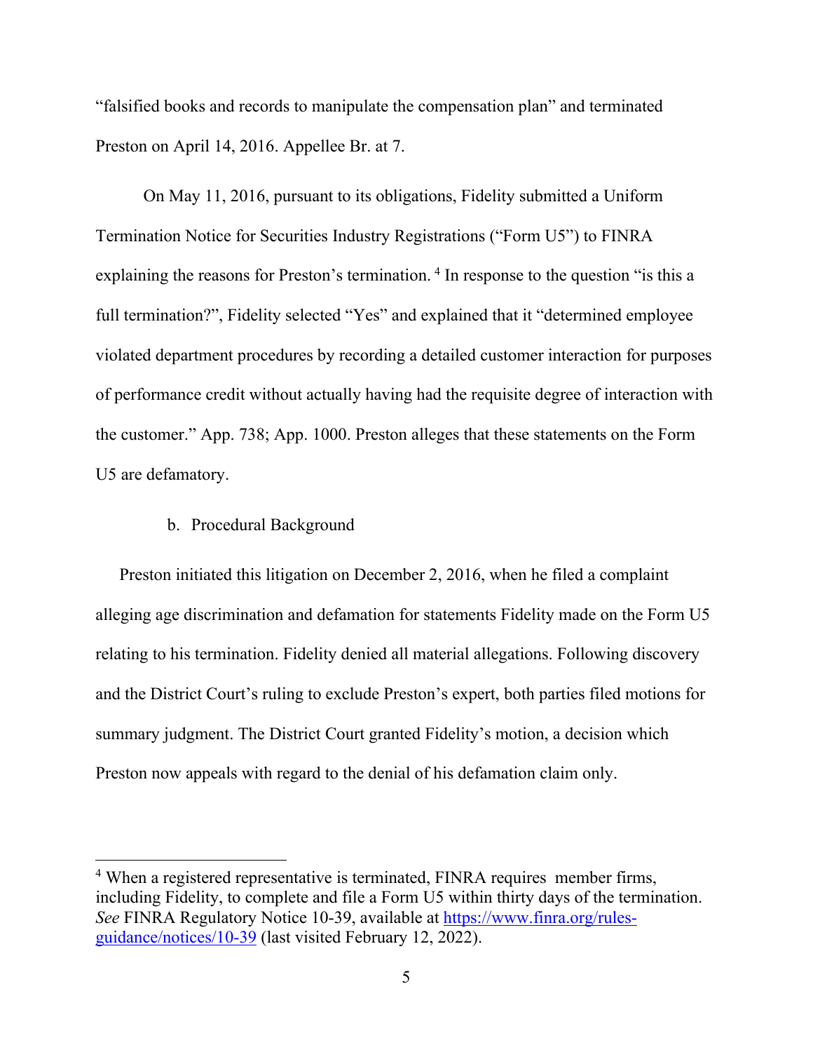"falsified books and records to manipulate the compensation plan" and terminated Preston on April 14, 2016. Appellee Br. at 7.

On May 11, 2016, pursuant to its obligations, Fidelity submitted a Uniform Termination Notice for Securities Industry Registrations ("Form U5") to FINRA explaining the reasons for Preston's termination. [4] In response to the question "is this a full termination?", Fidelity selected "Yes" and explained that it "determined employee violated department procedures by recording a detailed customer interaction for purposes of performance credit without actually having had the requisite degree of interaction with the customer." App. 738; App. 1000. Preston alleges that these statements on the Form U5 are defamatory.

### b. Procedural Background

Preston initiated this litigation on December 2, 2016, when he filed a complaint alleging age discrimination and defamation for statements Fidelity made on the Form U5 relating to his termination. Fidelity denied all material allegations. Following discovery and the District Court's ruling to exclude Preston's expert, both parties filed motions for summary judgment. The District Court granted Fidelity's motion, a decision which Preston now appeals with regard to the denial of his defamation claim only.

---

[4] When a registered representative is terminated, FINRA requires member firms, including Fidelity, to complete and file a Form U5 within thirty days of the termination. *See* FINRA Regulatory Notice 10-39, available at [https://www.finra.org/rules-guidance/notices/10-39](https://www.finra.org/rules-guidance/notices/10-39) (last visited February 12, 2022).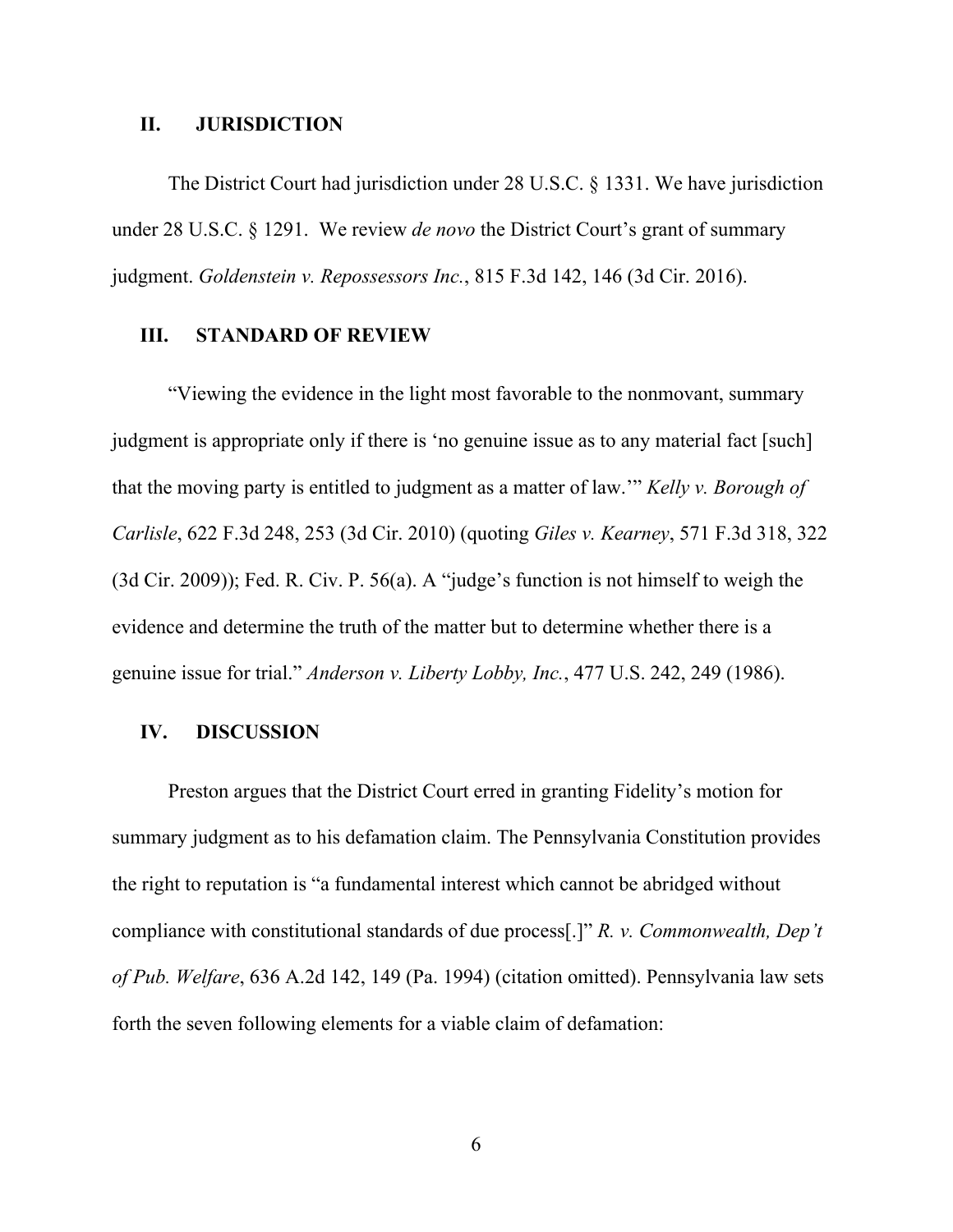## II. JURISDICTION

The District Court had jurisdiction under 28 U.S.C. § 1331. We have jurisdiction under 28 U.S.C. § 1291. We review *de novo* the District Court's grant of summary judgment. *Goldenstein v. Repossessors Inc.*, 815 F.3d 142, 146 (3d Cir. 2016).

## III. STANDARD OF REVIEW

"Viewing the evidence in the light most favorable to the nonmovant, summary judgment is appropriate only if there is 'no genuine issue as to any material fact [such] that the moving party is entitled to judgment as a matter of law.'" *Kelly v. Borough of Carlisle*, 622 F.3d 248, 253 (3d Cir. 2010) (quoting *Giles v. Kearney*, 571 F.3d 318, 322 (3d Cir. 2009)); Fed. R. Civ. P. 56(a). A "judge's function is not himself to weigh the evidence and determine the truth of the matter but to determine whether there is a genuine issue for trial." *Anderson v. Liberty Lobby, Inc.*, 477 U.S. 242, 249 (1986).

## IV. DISCUSSION

Preston argues that the District Court erred in granting Fidelity's motion for summary judgment as to his defamation claim. The Pennsylvania Constitution provides the right to reputation is "a fundamental interest which cannot be abridged without compliance with constitutional standards of due process[.]" *R. v. Commonwealth, Dep't of Pub. Welfare*, 636 A.2d 142, 149 (Pa. 1994) (citation omitted). Pennsylvania law sets forth the seven following elements for a viable claim of defamation: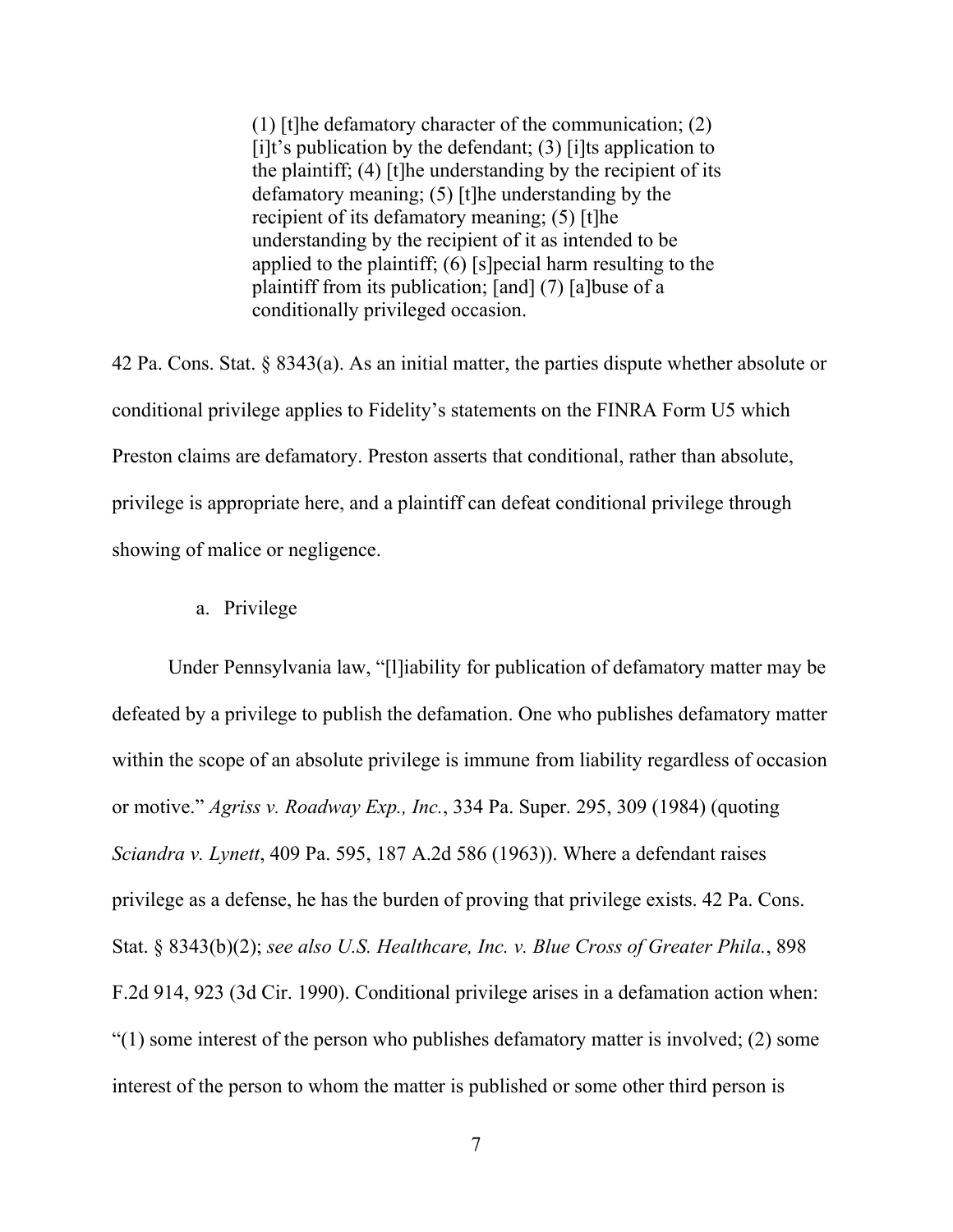> (1) [t]he defamatory character of the communication; (2) [i]t's publication by the defendant; (3) [i]ts application to the plaintiff; (4) [t]he understanding by the recipient of its defamatory meaning; (5) [t]he understanding by the recipient of its defamatory meaning; (5) [t]he understanding by the recipient of it as intended to be applied to the plaintiff; (6) [s]pecial harm resulting to the plaintiff from its publication; [and] (7) [a]buse of a conditionally privileged occasion.

42 Pa. Cons. Stat. § 8343(a). As an initial matter, the parties dispute whether absolute or conditional privilege applies to Fidelity's statements on the FINRA Form U5 which Preston claims are defamatory. Preston asserts that conditional, rather than absolute, privilege is appropriate here, and a plaintiff can defeat conditional privilege through showing of malice or negligence.

a. Privilege

Under Pennsylvania law, "[l]iability for publication of defamatory matter may be defeated by a privilege to publish the defamation. One who publishes defamatory matter within the scope of an absolute privilege is immune from liability regardless of occasion or motive." *Agriss v. Roadway Exp., Inc.*, 334 Pa. Super. 295, 309 (1984) (quoting *Sciandra v. Lynett*, 409 Pa. 595, 187 A.2d 586 (1963)). Where a defendant raises privilege as a defense, he has the burden of proving that privilege exists. 42 Pa. Cons. Stat. § 8343(b)(2); *see also U.S. Healthcare, Inc. v. Blue Cross of Greater Phila.*, 898 F.2d 914, 923 (3d Cir. 1990). Conditional privilege arises in a defamation action when: "(1) some interest of the person who publishes defamatory matter is involved; (2) some interest of the person to whom the matter is published or some other third person is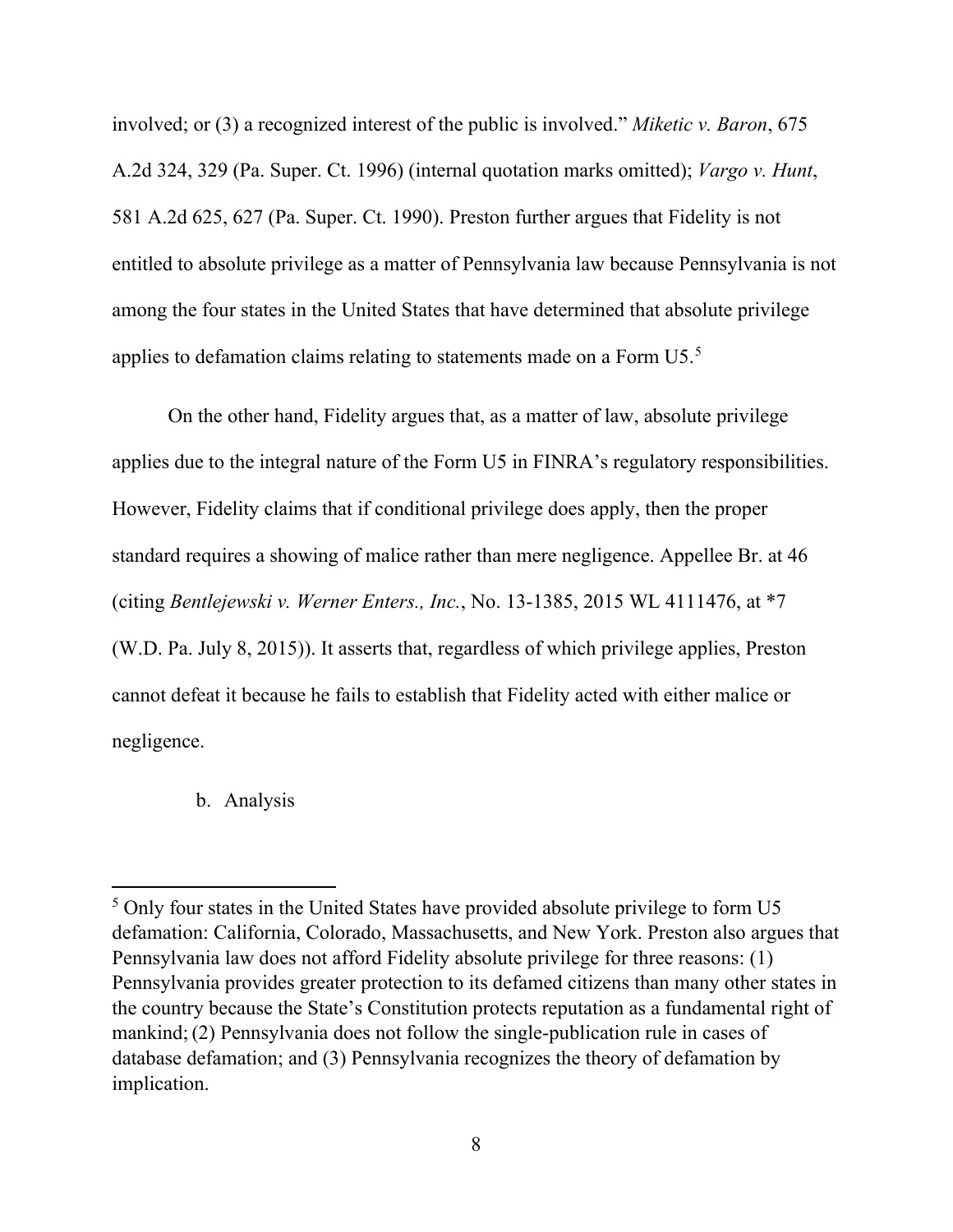involved; or (3) a recognized interest of the public is involved." *Miketic v. Baron*, 675 A.2d 324, 329 (Pa. Super. Ct. 1996) (internal quotation marks omitted); *Vargo v. Hunt*, 581 A.2d 625, 627 (Pa. Super. Ct. 1990). Preston further argues that Fidelity is not entitled to absolute privilege as a matter of Pennsylvania law because Pennsylvania is not among the four states in the United States that have determined that absolute privilege applies to defamation claims relating to statements made on a Form U5.[5]

On the other hand, Fidelity argues that, as a matter of law, absolute privilege applies due to the integral nature of the Form U5 in FINRA's regulatory responsibilities. However, Fidelity claims that if conditional privilege does apply, then the proper standard requires a showing of malice rather than mere negligence. Appellee Br. at 46 (citing *Bentlejewski v. Werner Enters., Inc.*, No. 13-1385, 2015 WL 4111476, at *7 (W.D. Pa. July 8, 2015)). It asserts that, regardless of which privilege applies, Preston cannot defeat it because he fails to establish that Fidelity acted with either malice or negligence.

b. Analysis

---

[5] Only four states in the United States have provided absolute privilege to form U5 defamation: California, Colorado, Massachusetts, and New York. Preston also argues that Pennsylvania law does not afford Fidelity absolute privilege for three reasons: (1) Pennsylvania provides greater protection to its defamed citizens than many other states in the country because the State's Constitution protects reputation as a fundamental right of mankind; (2) Pennsylvania does not follow the single-publication rule in cases of database defamation; and (3) Pennsylvania recognizes the theory of defamation by implication.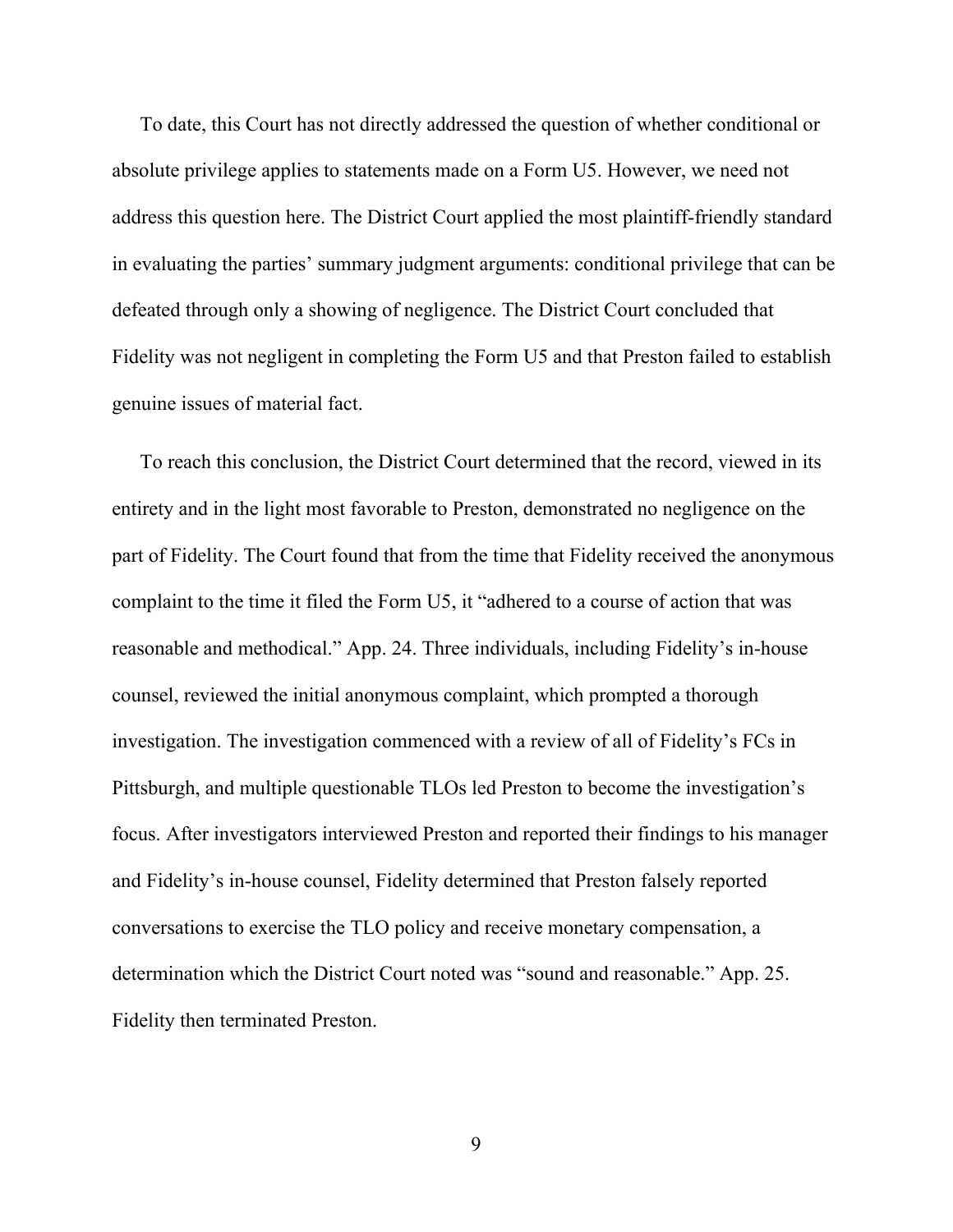To date, this Court has not directly addressed the question of whether conditional or absolute privilege applies to statements made on a Form U5. However, we need not address this question here. The District Court applied the most plaintiff-friendly standard in evaluating the parties' summary judgment arguments: conditional privilege that can be defeated through only a showing of negligence. The District Court concluded that Fidelity was not negligent in completing the Form U5 and that Preston failed to establish genuine issues of material fact.

To reach this conclusion, the District Court determined that the record, viewed in its entirety and in the light most favorable to Preston, demonstrated no negligence on the part of Fidelity. The Court found that from the time that Fidelity received the anonymous complaint to the time it filed the Form U5, it "adhered to a course of action that was reasonable and methodical." App. 24. Three individuals, including Fidelity's in-house counsel, reviewed the initial anonymous complaint, which prompted a thorough investigation. The investigation commenced with a review of all of Fidelity's FCs in Pittsburgh, and multiple questionable TLOs led Preston to become the investigation's focus. After investigators interviewed Preston and reported their findings to his manager and Fidelity's in-house counsel, Fidelity determined that Preston falsely reported conversations to exercise the TLO policy and receive monetary compensation, a determination which the District Court noted was "sound and reasonable." App. 25. Fidelity then terminated Preston.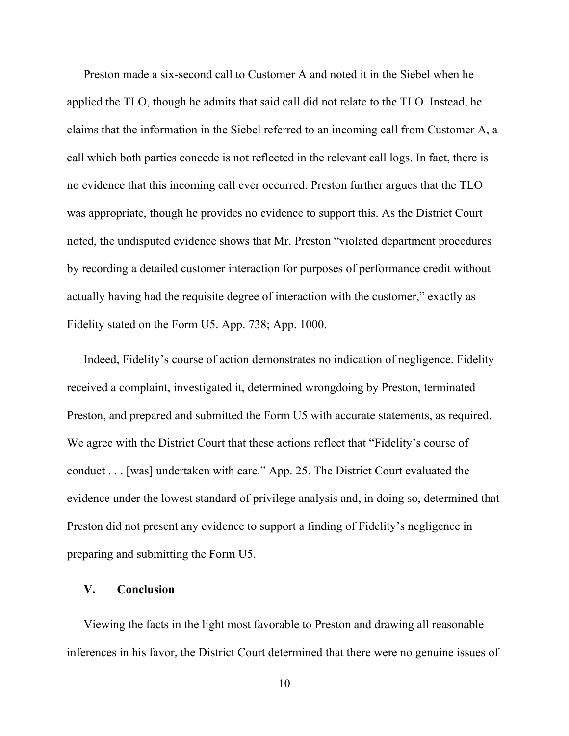Preston made a six-second call to Customer A and noted it in the Siebel when he applied the TLO, though he admits that said call did not relate to the TLO. Instead, he claims that the information in the Siebel referred to an incoming call from Customer A, a call which both parties concede is not reflected in the relevant call logs. In fact, there is no evidence that this incoming call ever occurred. Preston further argues that the TLO was appropriate, though he provides no evidence to support this. As the District Court noted, the undisputed evidence shows that Mr. Preston "violated department procedures by recording a detailed customer interaction for purposes of performance credit without actually having had the requisite degree of interaction with the customer," exactly as Fidelity stated on the Form U5. App. 738; App. 1000.

Indeed, Fidelity's course of action demonstrates no indication of negligence. Fidelity received a complaint, investigated it, determined wrongdoing by Preston, terminated Preston, and prepared and submitted the Form U5 with accurate statements, as required. We agree with the District Court that these actions reflect that "Fidelity's course of conduct . . . [was] undertaken with care." App. 25. The District Court evaluated the evidence under the lowest standard of privilege analysis and, in doing so, determined that Preston did not present any evidence to support a finding of Fidelity's negligence in preparing and submitting the Form U5.

## V. Conclusion

Viewing the facts in the light most favorable to Preston and drawing all reasonable inferences in his favor, the District Court determined that there were no genuine issues of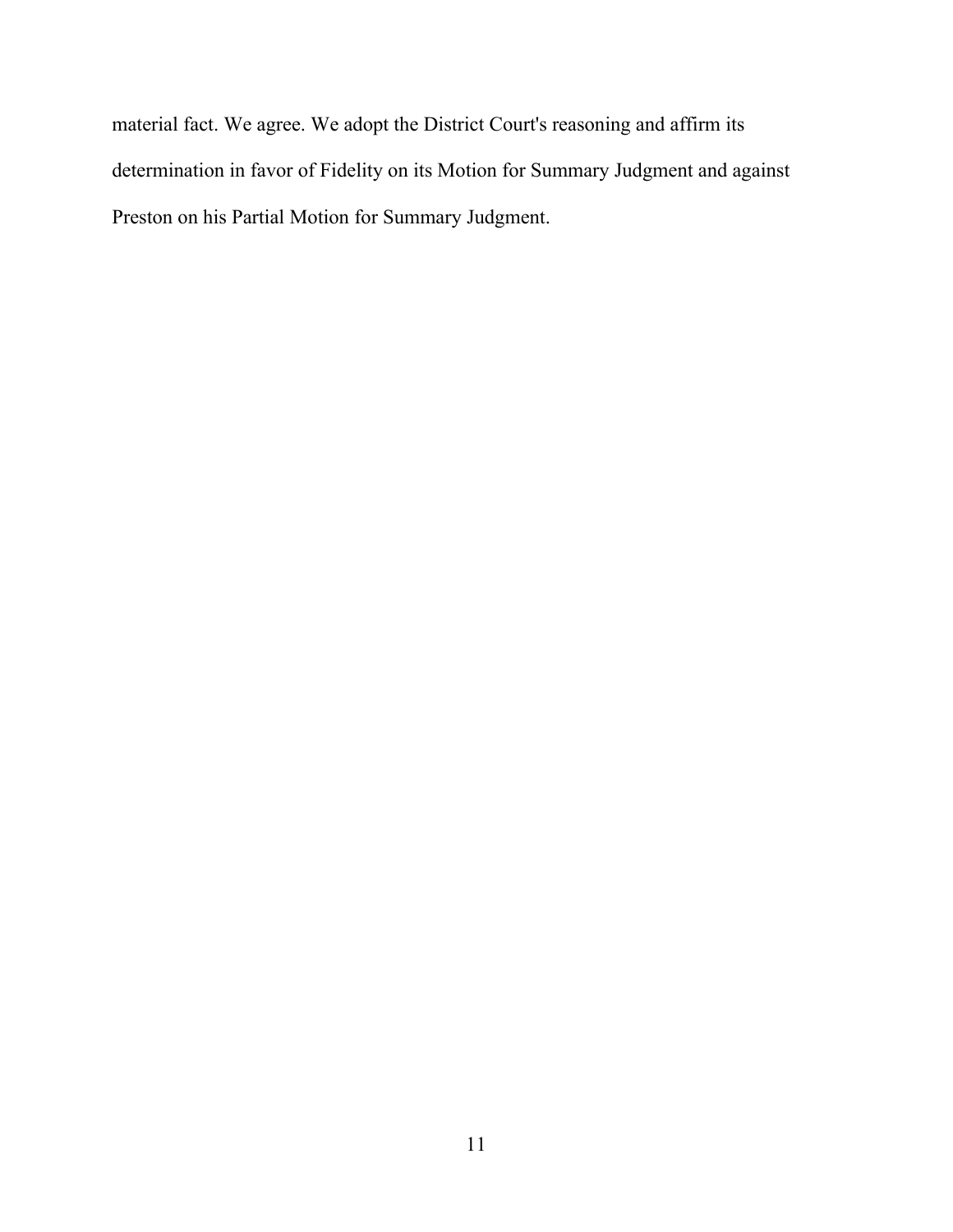material fact. We agree. We adopt the District Court's reasoning and affirm its determination in favor of Fidelity on its Motion for Summary Judgment and against Preston on his Partial Motion for Summary Judgment.